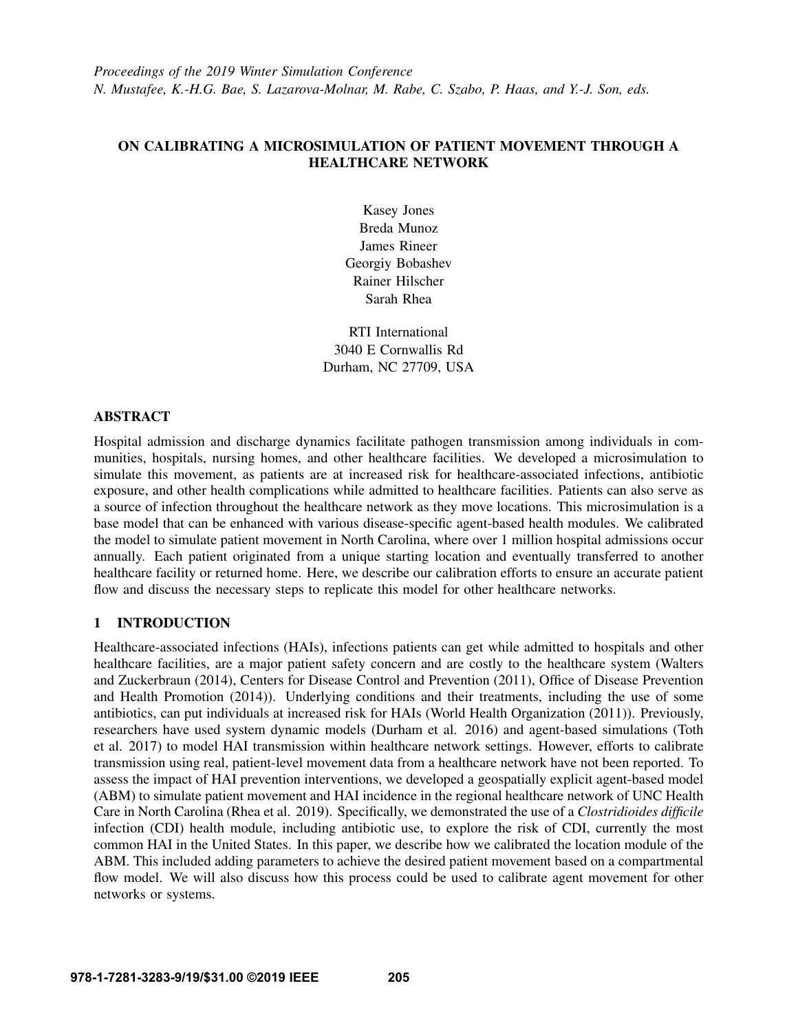Proceedings of the 2019 Winter Simulation Conference
N. Mustafee, K.-H.G. Bae, S. Lazarova-Molnar, M. Rabe, C. Szabo, P. Haas, and Y.-J. Son, eds.

# ON CALIBRATING A MICROSIMULATION OF PATIENT MOVEMENT THROUGH A HEALTHCARE NETWORK

Kasey Jones
Breda Munoz
James Rineer
Georgiy Bobashev
Rainer Hilscher
Sarah Rhea

RTI International
3040 E Cornwallis Rd
Durham, NC 27709, USA

## ABSTRACT

Hospital admission and discharge dynamics facilitate pathogen transmission among individuals in communities, hospitals, nursing homes, and other healthcare facilities. We developed a microsimulation to simulate this movement, as patients are at increased risk for healthcare-associated infections, antibiotic exposure, and other health complications while admitted to healthcare facilities. Patients can also serve as a source of infection throughout the healthcare network as they move locations. This microsimulation is a base model that can be enhanced with various disease-specific agent-based health modules. We calibrated the model to simulate patient movement in North Carolina, where over 1 million hospital admissions occur annually. Each patient originated from a unique starting location and eventually transferred to another healthcare facility or returned home. Here, we describe our calibration efforts to ensure an accurate patient flow and discuss the necessary steps to replicate this model for other healthcare networks.

## 1 INTRODUCTION

Healthcare-associated infections (HAIs), infections patients can get while admitted to hospitals and other healthcare facilities, are a major patient safety concern and are costly to the healthcare system (Walters and Zuckerbraun (2014), Centers for Disease Control and Prevention (2011), Office of Disease Prevention and Health Promotion (2014)). Underlying conditions and their treatments, including the use of some antibiotics, can put individuals at increased risk for HAIs (World Health Organization (2011)). Previously, researchers have used system dynamic models (Durham et al. 2016) and agent-based simulations (Toth et al. 2017) to model HAI transmission within healthcare network settings. However, efforts to calibrate transmission using real, patient-level movement data from a healthcare network have not been reported. To assess the impact of HAI prevention interventions, we developed a geospatially explicit agent-based model (ABM) to simulate patient movement and HAI incidence in the regional healthcare network of UNC Health Care in North Carolina (Rhea et al. 2019). Specifically, we demonstrated the use of a *Clostridioides difficile* infection (CDI) health module, including antibiotic use, to explore the risk of CDI, currently the most common HAI in the United States. In this paper, we describe how we calibrated the location module of the ABM. This included adding parameters to achieve the desired patient movement based on a compartmental flow model. We will also discuss how this process could be used to calibrate agent movement for other networks or systems.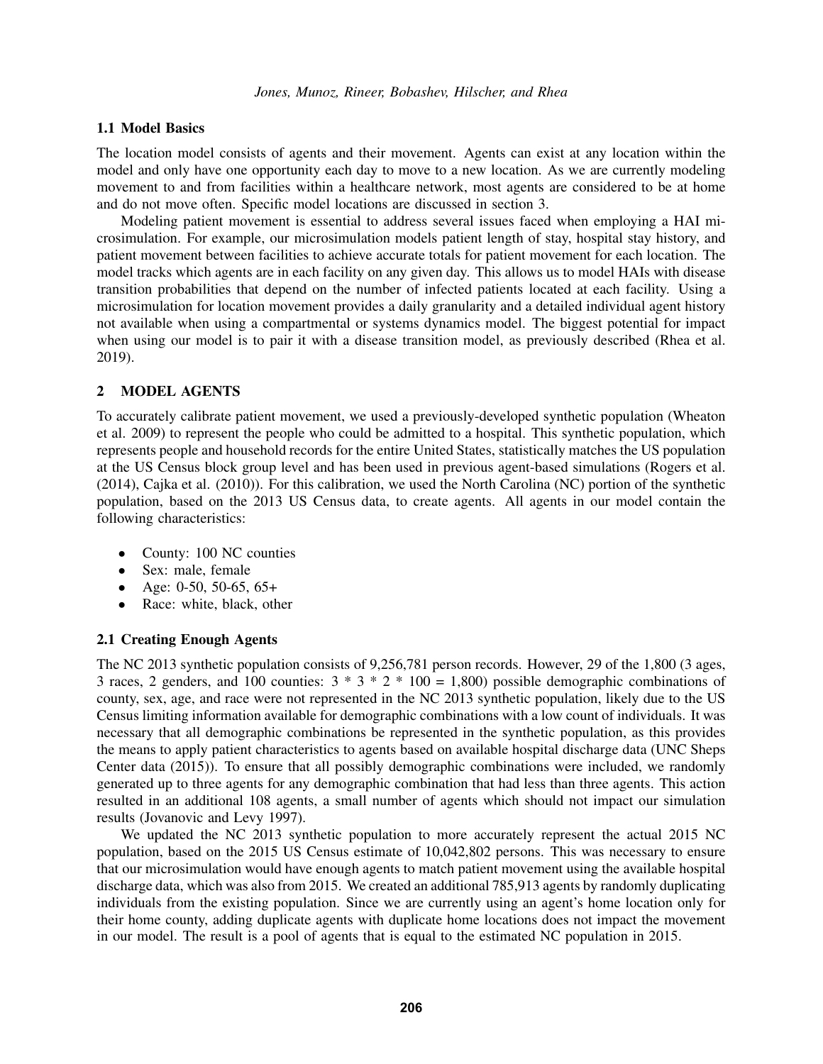### 1.1 Model Basics

The location model consists of agents and their movement. Agents can exist at any location within the model and only have one opportunity each day to move to a new location. As we are currently modeling movement to and from facilities within a healthcare network, most agents are considered to be at home and do not move often. Specific model locations are discussed in section 3.

Modeling patient movement is essential to address several issues faced when employing a HAI microsimulation. For example, our microsimulation models patient length of stay, hospital stay history, and patient movement between facilities to achieve accurate totals for patient movement for each location. The model tracks which agents are in each facility on any given day. This allows us to model HAIs with disease transition probabilities that depend on the number of infected patients located at each facility. Using a microsimulation for location movement provides a daily granularity and a detailed individual agent history not available when using a compartmental or systems dynamics model. The biggest potential for impact when using our model is to pair it with a disease transition model, as previously described (Rhea et al. 2019).

## 2 MODEL AGENTS

To accurately calibrate patient movement, we used a previously-developed synthetic population (Wheaton et al. 2009) to represent the people who could be admitted to a hospital. This synthetic population, which represents people and household records for the entire United States, statistically matches the US population at the US Census block group level and has been used in previous agent-based simulations (Rogers et al. (2014), Cajka et al. (2010)). For this calibration, we used the North Carolina (NC) portion of the synthetic population, based on the 2013 US Census data, to create agents. All agents in our model contain the following characteristics:

- County: 100 NC counties
- Sex: male, female
- Age: 0-50, 50-65, 65+
- Race: white, black, other

### 2.1 Creating Enough Agents

The NC 2013 synthetic population consists of 9,256,781 person records. However, 29 of the 1,800 (3 ages, 3 races, 2 genders, and 100 counties: $3 * 3 * 2 * 100 = 1{,}800$) possible demographic combinations of county, sex, age, and race were not represented in the NC 2013 synthetic population, likely due to the US Census limiting information available for demographic combinations with a low count of individuals. It was necessary that all demographic combinations be represented in the synthetic population, as this provides the means to apply patient characteristics to agents based on available hospital discharge data (UNC Sheps Center data (2015)). To ensure that all possibly demographic combinations were included, we randomly generated up to three agents for any demographic combination that had less than three agents. This action resulted in an additional 108 agents, a small number of agents which should not impact our simulation results (Jovanovic and Levy 1997).

We updated the NC 2013 synthetic population to more accurately represent the actual 2015 NC population, based on the 2015 US Census estimate of 10,042,802 persons. This was necessary to ensure that our microsimulation would have enough agents to match patient movement using the available hospital discharge data, which was also from 2015. We created an additional 785,913 agents by randomly duplicating individuals from the existing population. Since we are currently using an agent's home location only for their home county, adding duplicate agents with duplicate home locations does not impact the movement in our model. The result is a pool of agents that is equal to the estimated NC population in 2015.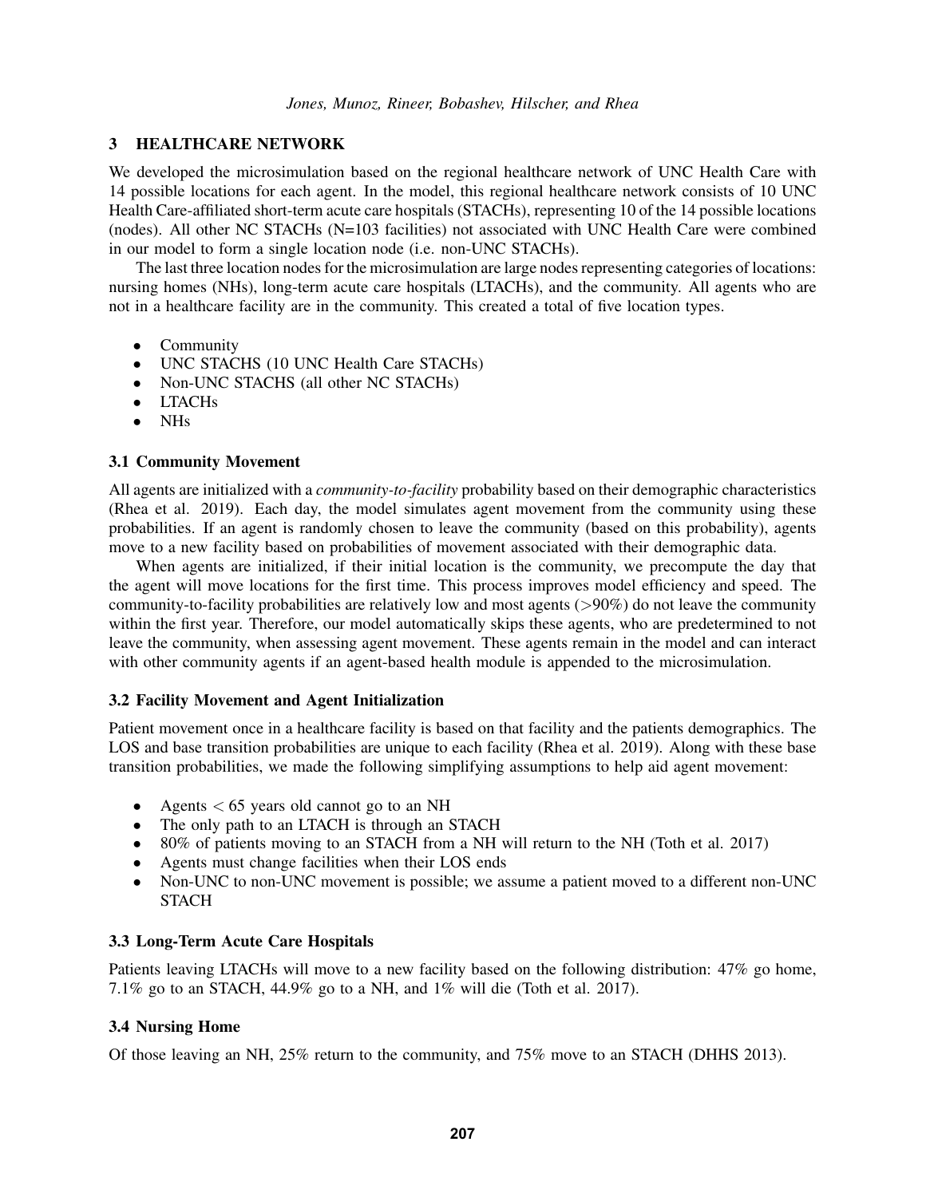## 3 HEALTHCARE NETWORK

We developed the microsimulation based on the regional healthcare network of UNC Health Care with 14 possible locations for each agent. In the model, this regional healthcare network consists of 10 UNC Health Care-affiliated short-term acute care hospitals (STACHs), representing 10 of the 14 possible locations (nodes). All other NC STACHs (N=103 facilities) not associated with UNC Health Care were combined in our model to form a single location node (i.e. non-UNC STACHs).

The last three location nodes for the microsimulation are large nodes representing categories of locations: nursing homes (NHs), long-term acute care hospitals (LTACHs), and the community. All agents who are not in a healthcare facility are in the community. This created a total of five location types.

- Community
- UNC STACHS (10 UNC Health Care STACHs)
- Non-UNC STACHS (all other NC STACHs)
- LTACHs
- NHs

### 3.1 Community Movement

All agents are initialized with a *community-to-facility* probability based on their demographic characteristics (Rhea et al. 2019). Each day, the model simulates agent movement from the community using these probabilities. If an agent is randomly chosen to leave the community (based on this probability), agents move to a new facility based on probabilities of movement associated with their demographic data.

When agents are initialized, if their initial location is the community, we precompute the day that the agent will move locations for the first time. This process improves model efficiency and speed. The community-to-facility probabilities are relatively low and most agents (>90%) do not leave the community within the first year. Therefore, our model automatically skips these agents, who are predetermined to not leave the community, when assessing agent movement. These agents remain in the model and can interact with other community agents if an agent-based health module is appended to the microsimulation.

### 3.2 Facility Movement and Agent Initialization

Patient movement once in a healthcare facility is based on that facility and the patients demographics. The LOS and base transition probabilities are unique to each facility (Rhea et al. 2019). Along with these base transition probabilities, we made the following simplifying assumptions to help aid agent movement:

- Agents < 65 years old cannot go to an NH
- The only path to an LTACH is through an STACH
- 80% of patients moving to an STACH from a NH will return to the NH (Toth et al. 2017)
- Agents must change facilities when their LOS ends
- Non-UNC to non-UNC movement is possible; we assume a patient moved to a different non-UNC STACH

### 3.3 Long-Term Acute Care Hospitals

Patients leaving LTACHs will move to a new facility based on the following distribution: 47% go home, 7.1% go to an STACH, 44.9% go to a NH, and 1% will die (Toth et al. 2017).

### 3.4 Nursing Home

Of those leaving an NH, 25% return to the community, and 75% move to an STACH (DHHS 2013).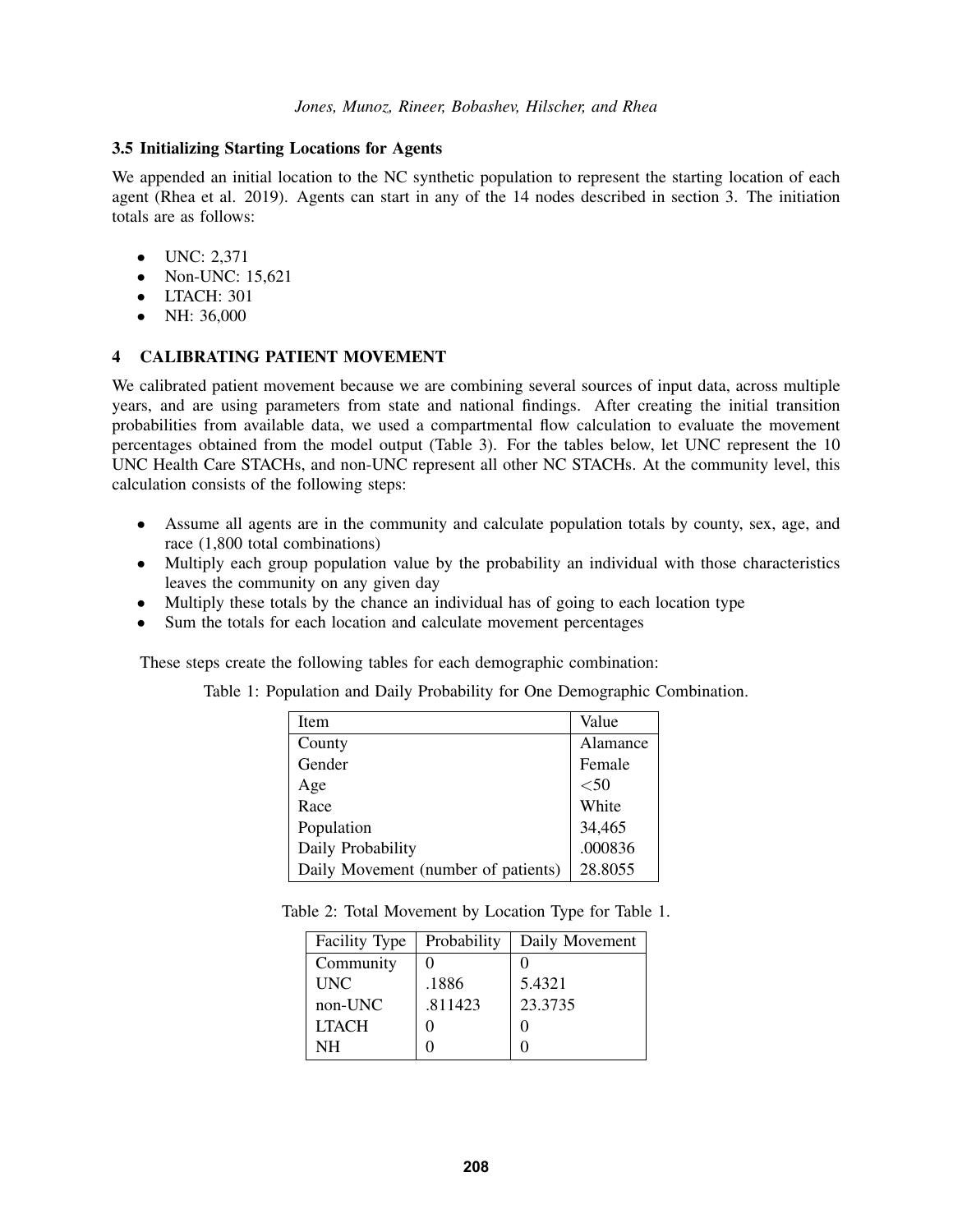### 3.5 Initializing Starting Locations for Agents

We appended an initial location to the NC synthetic population to represent the starting location of each agent (Rhea et al. 2019). Agents can start in any of the 14 nodes described in section 3. The initiation totals are as follows:

- UNC: 2,371
- Non-UNC: 15,621
- LTACH: 301
- NH: 36,000

## 4 CALIBRATING PATIENT MOVEMENT

We calibrated patient movement because we are combining several sources of input data, across multiple years, and are using parameters from state and national findings. After creating the initial transition probabilities from available data, we used a compartmental flow calculation to evaluate the movement percentages obtained from the model output (Table 3). For the tables below, let UNC represent the 10 UNC Health Care STACHs, and non-UNC represent all other NC STACHs. At the community level, this calculation consists of the following steps:

- Assume all agents are in the community and calculate population totals by county, sex, age, and race (1,800 total combinations)
- Multiply each group population value by the probability an individual with those characteristics leaves the community on any given day
- Multiply these totals by the chance an individual has of going to each location type
- Sum the totals for each location and calculate movement percentages

These steps create the following tables for each demographic combination:

Table 1: Population and Daily Probability for One Demographic Combination.

| Item | Value |
|---|---|
| County | Alamance |
| Gender | Female |
| Age | <50 |
| Race | White |
| Population | 34,465 |
| Daily Probability | .000836 |
| Daily Movement (number of patients) | 28.8055 |

Table 2: Total Movement by Location Type for Table 1.

| Facility Type | Probability | Daily Movement |
|---|---|---|
| Community | 0 | 0 |
| UNC | .1886 | 5.4321 |
| non-UNC | .811423 | 23.3735 |
| LTACH | 0 | 0 |
| NH | 0 | 0 |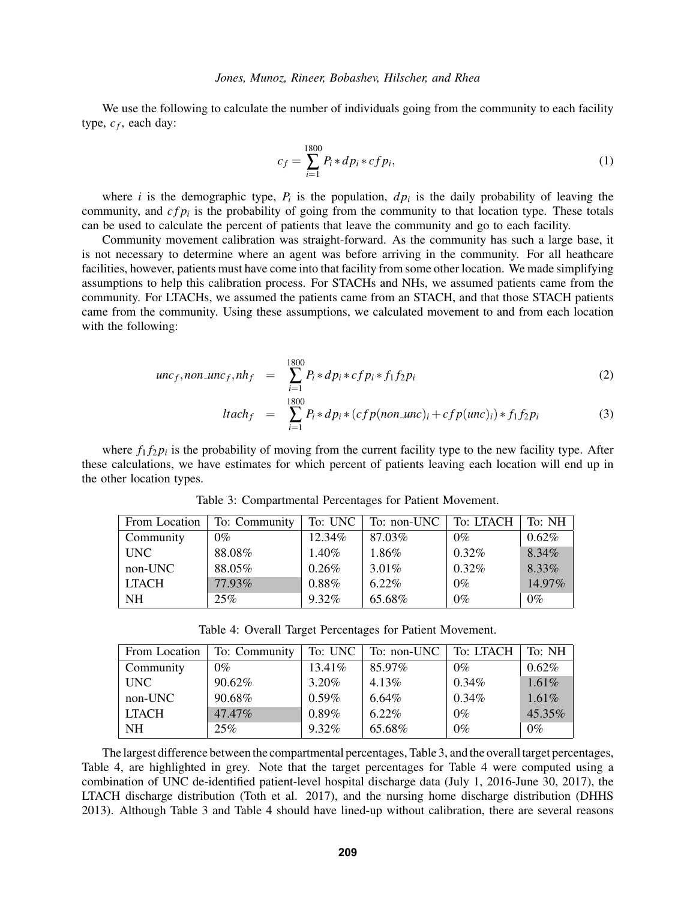We use the following to calculate the number of individuals going from the community to each facility type, $c_f$, each day:

$$c_f = \sum_{i=1}^{1800} P_i * dp_i * cfp_i, \tag{1}$$

where $i$ is the demographic type, $P_i$ is the population, $dp_i$ is the daily probability of leaving the community, and $cfp_i$ is the probability of going from the community to that location type. These totals can be used to calculate the percent of patients that leave the community and go to each facility.

Community movement calibration was straight-forward. As the community has such a large base, it is not necessary to determine where an agent was before arriving in the community. For all heathcare facilities, however, patients must have come into that facility from some other location. We made simplifying assumptions to help this calibration process. For STACHs and NHs, we assumed patients came from the community. For LTACHs, we assumed the patients came from an STACH, and that those STACH patients came from the community. Using these assumptions, we calculated movement to and from each location with the following:

$$unc_f, non\_unc_f, nh_f = \sum_{i=1}^{1800} P_i * dp_i * cfp_i * f_1 f_2 p_i \tag{2}$$

$$ltach_f = \sum_{i=1}^{1800} P_i * dp_i * (cfp(non\_unc)_i + cfp(unc)_i) * f_1 f_2 p_i \tag{3}$$

where $f_1 f_2 p_i$ is the probability of moving from the current facility type to the new facility type. After these calculations, we have estimates for which percent of patients leaving each location will end up in the other location types.

Table 3: Compartmental Percentages for Patient Movement.

| From Location | To: Community | To: UNC | To: non-UNC | To: LTACH | To: NH |
|---|---|---|---|---|---|
| Community | 0% | 12.34% | 87.03% | 0% | 0.62% |
| UNC | 88.08% | 1.40% | 1.86% | 0.32% | 8.34% |
| non-UNC | 88.05% | 0.26% | 3.01% | 0.32% | 8.33% |
| LTACH | 77.93% | 0.88% | 6.22% | 0% | 14.97% |
| NH | 25% | 9.32% | 65.68% | 0% | 0% |

Table 4: Overall Target Percentages for Patient Movement.

| From Location | To: Community | To: UNC | To: non-UNC | To: LTACH | To: NH |
|---|---|---|---|---|---|
| Community | 0% | 13.41% | 85.97% | 0% | 0.62% |
| UNC | 90.62% | 3.20% | 4.13% | 0.34% | 1.61% |
| non-UNC | 90.68% | 0.59% | 6.64% | 0.34% | 1.61% |
| LTACH | 47.47% | 0.89% | 6.22% | 0% | 45.35% |
| NH | 25% | 9.32% | 65.68% | 0% | 0% |

The largest difference between the compartmental percentages, Table 3, and the overall target percentages, Table 4, are highlighted in grey. Note that the target percentages for Table 4 were computed using a combination of UNC de-identified patient-level hospital discharge data (July 1, 2016-June 30, 2017), the LTACH discharge distribution (Toth et al. 2017), and the nursing home discharge distribution (DHHS 2013). Although Table 3 and Table 4 should have lined-up without calibration, there are several reasons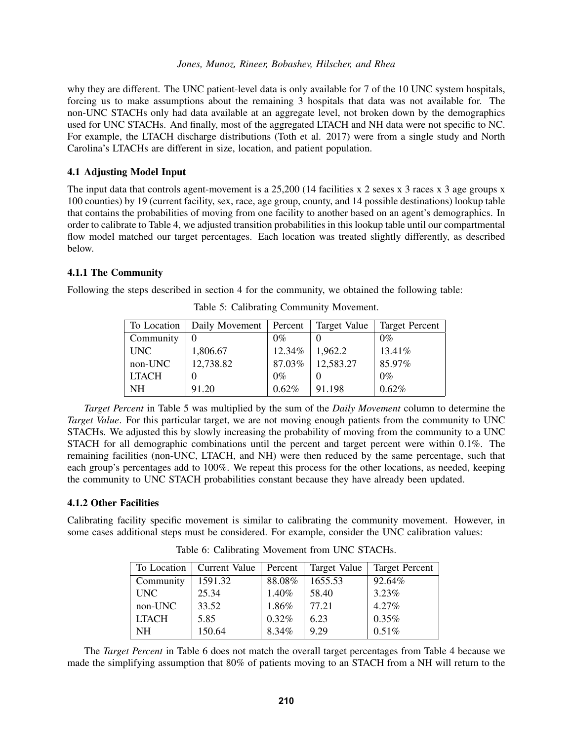why they are different. The UNC patient-level data is only available for 7 of the 10 UNC system hospitals, forcing us to make assumptions about the remaining 3 hospitals that data was not available for. The non-UNC STACHs only had data available at an aggregate level, not broken down by the demographics used for UNC STACHs. And finally, most of the aggregated LTACH and NH data were not specific to NC. For example, the LTACH discharge distributions (Toth et al. 2017) were from a single study and North Carolina's LTACHs are different in size, location, and patient population.

### 4.1 Adjusting Model Input

The input data that controls agent-movement is a 25,200 (14 facilities x 2 sexes x 3 races x 3 age groups x 100 counties) by 19 (current facility, sex, race, age group, county, and 14 possible destinations) lookup table that contains the probabilities of moving from one facility to another based on an agent's demographics. In order to calibrate to Table 4, we adjusted transition probabilities in this lookup table until our compartmental flow model matched our target percentages. Each location was treated slightly differently, as described below.

#### 4.1.1 The Community

Following the steps described in section 4 for the community, we obtained the following table:

Table 5: Calibrating Community Movement.

| To Location | Daily Movement | Percent | Target Value | Target Percent |
|---|---|---|---|---|
| Community | 0 | 0% | 0 | 0% |
| UNC | 1,806.67 | 12.34% | 1,962.2 | 13.41% |
| non-UNC | 12,738.82 | 87.03% | 12,583.27 | 85.97% |
| LTACH | 0 | 0% | 0 | 0% |
| NH | 91.20 | 0.62% | 91.198 | 0.62% |

*Target Percent* in Table 5 was multiplied by the sum of the *Daily Movement* column to determine the *Target Value*. For this particular target, we are not moving enough patients from the community to UNC STACHs. We adjusted this by slowly increasing the probability of moving from the community to a UNC STACH for all demographic combinations until the percent and target percent were within 0.1%. The remaining facilities (non-UNC, LTACH, and NH) were then reduced by the same percentage, such that each group's percentages add to 100%. We repeat this process for the other locations, as needed, keeping the community to UNC STACH probabilities constant because they have already been updated.

#### 4.1.2 Other Facilities

Calibrating facility specific movement is similar to calibrating the community movement. However, in some cases additional steps must be considered. For example, consider the UNC calibration values:

Table 6: Calibrating Movement from UNC STACHs.

| To Location | Current Value | Percent | Target Value | Target Percent |
|---|---|---|---|---|
| Community | 1591.32 | 88.08% | 1655.53 | 92.64% |
| UNC | 25.34 | 1.40% | 58.40 | 3.23% |
| non-UNC | 33.52 | 1.86% | 77.21 | 4.27% |
| LTACH | 5.85 | 0.32% | 6.23 | 0.35% |
| NH | 150.64 | 8.34% | 9.29 | 0.51% |

The *Target Percent* in Table 6 does not match the overall target percentages from Table 4 because we made the simplifying assumption that 80% of patients moving to an STACH from a NH will return to the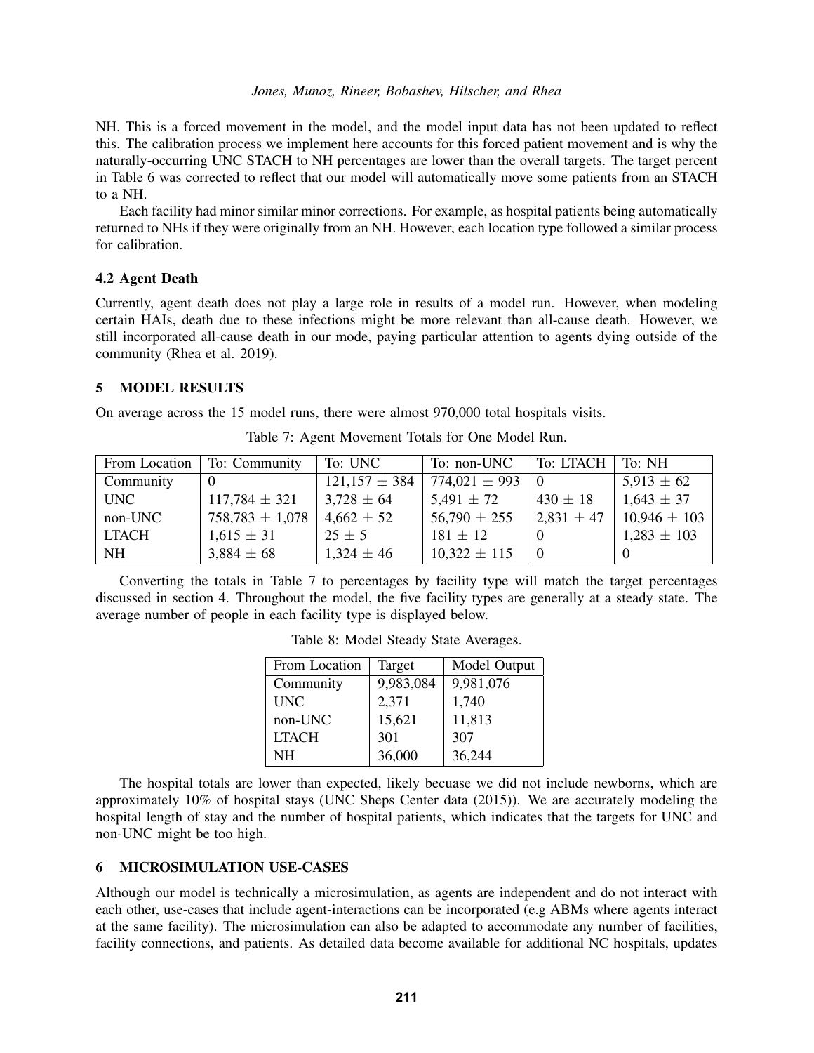NH. This is a forced movement in the model, and the model input data has not been updated to reflect this. The calibration process we implement here accounts for this forced patient movement and is why the naturally-occurring UNC STACH to NH percentages are lower than the overall targets. The target percent in Table 6 was corrected to reflect that our model will automatically move some patients from an STACH to a NH.

Each facility had minor similar minor corrections. For example, as hospital patients being automatically returned to NHs if they were originally from an NH. However, each location type followed a similar process for calibration.

### 4.2 Agent Death

Currently, agent death does not play a large role in results of a model run. However, when modeling certain HAIs, death due to these infections might be more relevant than all-cause death. However, we still incorporated all-cause death in our mode, paying particular attention to agents dying outside of the community (Rhea et al. 2019).

## 5 MODEL RESULTS

On average across the 15 model runs, there were almost 970,000 total hospitals visits.

Table 7: Agent Movement Totals for One Model Run.

| From Location | To: Community | To: UNC | To: non-UNC | To: LTACH | To: NH |
|---|---|---|---|---|---|
| Community | 0 | 121,157 ± 384 | 774,021 ± 993 | 0 | 5,913 ± 62 |
| UNC | 117,784 ± 321 | 3,728 ± 64 | 5,491 ± 72 | 430 ± 18 | 1,643 ± 37 |
| non-UNC | 758,783 ± 1,078 | 4,662 ± 52 | 56,790 ± 255 | 2,831 ± 47 | 10,946 ± 103 |
| LTACH | 1,615 ± 31 | 25 ± 5 | 181 ± 12 | 0 | 1,283 ± 103 |
| NH | 3,884 ± 68 | 1,324 ± 46 | 10,322 ± 115 | 0 | 0 |

Converting the totals in Table 7 to percentages by facility type will match the target percentages discussed in section 4. Throughout the model, the five facility types are generally at a steady state. The average number of people in each facility type is displayed below.

Table 8: Model Steady State Averages.

| From Location | Target | Model Output |
|---|---|---|
| Community | 9,983,084 | 9,981,076 |
| UNC | 2,371 | 1,740 |
| non-UNC | 15,621 | 11,813 |
| LTACH | 301 | 307 |
| NH | 36,000 | 36,244 |

The hospital totals are lower than expected, likely becuase we did not include newborns, which are approximately 10% of hospital stays (UNC Sheps Center data (2015)). We are accurately modeling the hospital length of stay and the number of hospital patients, which indicates that the targets for UNC and non-UNC might be too high.

## 6 MICROSIMULATION USE-CASES

Although our model is technically a microsimulation, as agents are independent and do not interact with each other, use-cases that include agent-interactions can be incorporated (e.g ABMs where agents interact at the same facility). The microsimulation can also be adapted to accommodate any number of facilities, facility connections, and patients. As detailed data become available for additional NC hospitals, updates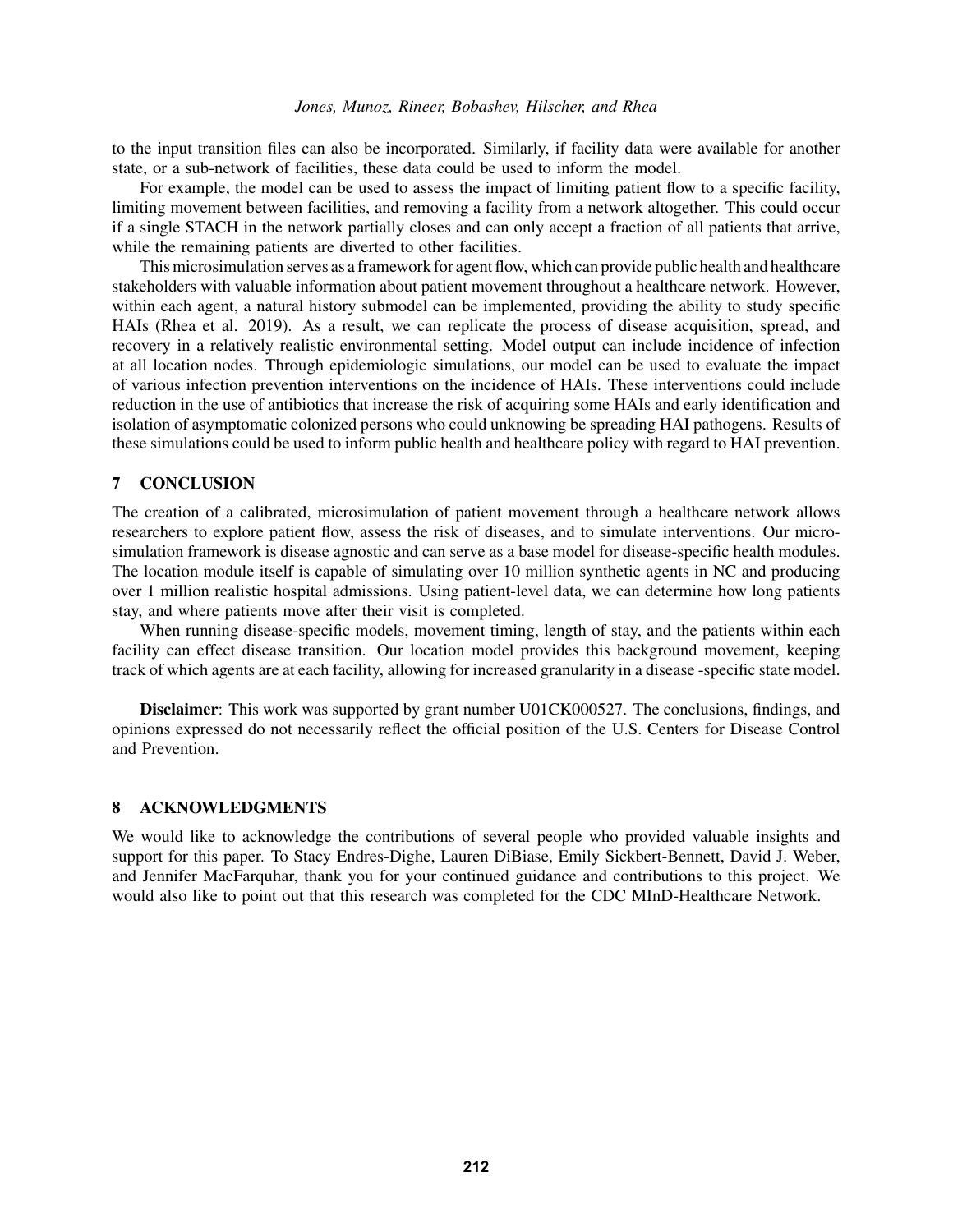to the input transition files can also be incorporated. Similarly, if facility data were available for another state, or a sub-network of facilities, these data could be used to inform the model.

For example, the model can be used to assess the impact of limiting patient flow to a specific facility, limiting movement between facilities, and removing a facility from a network altogether. This could occur if a single STACH in the network partially closes and can only accept a fraction of all patients that arrive, while the remaining patients are diverted to other facilities.

This microsimulation serves as a framework for agent flow, which can provide public health and healthcare stakeholders with valuable information about patient movement throughout a healthcare network. However, within each agent, a natural history submodel can be implemented, providing the ability to study specific HAIs (Rhea et al. 2019). As a result, we can replicate the process of disease acquisition, spread, and recovery in a relatively realistic environmental setting. Model output can include incidence of infection at all location nodes. Through epidemiologic simulations, our model can be used to evaluate the impact of various infection prevention interventions on the incidence of HAIs. These interventions could include reduction in the use of antibiotics that increase the risk of acquiring some HAIs and early identification and isolation of asymptomatic colonized persons who could unknowing be spreading HAI pathogens. Results of these simulations could be used to inform public health and healthcare policy with regard to HAI prevention.

## 7 CONCLUSION

The creation of a calibrated, microsimulation of patient movement through a healthcare network allows researchers to explore patient flow, assess the risk of diseases, and to simulate interventions. Our microsimulation framework is disease agnostic and can serve as a base model for disease-specific health modules. The location module itself is capable of simulating over 10 million synthetic agents in NC and producing over 1 million realistic hospital admissions. Using patient-level data, we can determine how long patients stay, and where patients move after their visit is completed.

When running disease-specific models, movement timing, length of stay, and the patients within each facility can effect disease transition. Our location model provides this background movement, keeping track of which agents are at each facility, allowing for increased granularity in a disease -specific state model.

**Disclaimer**: This work was supported by grant number U01CK000527. The conclusions, findings, and opinions expressed do not necessarily reflect the official position of the U.S. Centers for Disease Control and Prevention.

## 8 ACKNOWLEDGMENTS

We would like to acknowledge the contributions of several people who provided valuable insights and support for this paper. To Stacy Endres-Dighe, Lauren DiBiase, Emily Sickbert-Bennett, David J. Weber, and Jennifer MacFarquhar, thank you for your continued guidance and contributions to this project. We would also like to point out that this research was completed for the CDC MInD-Healthcare Network.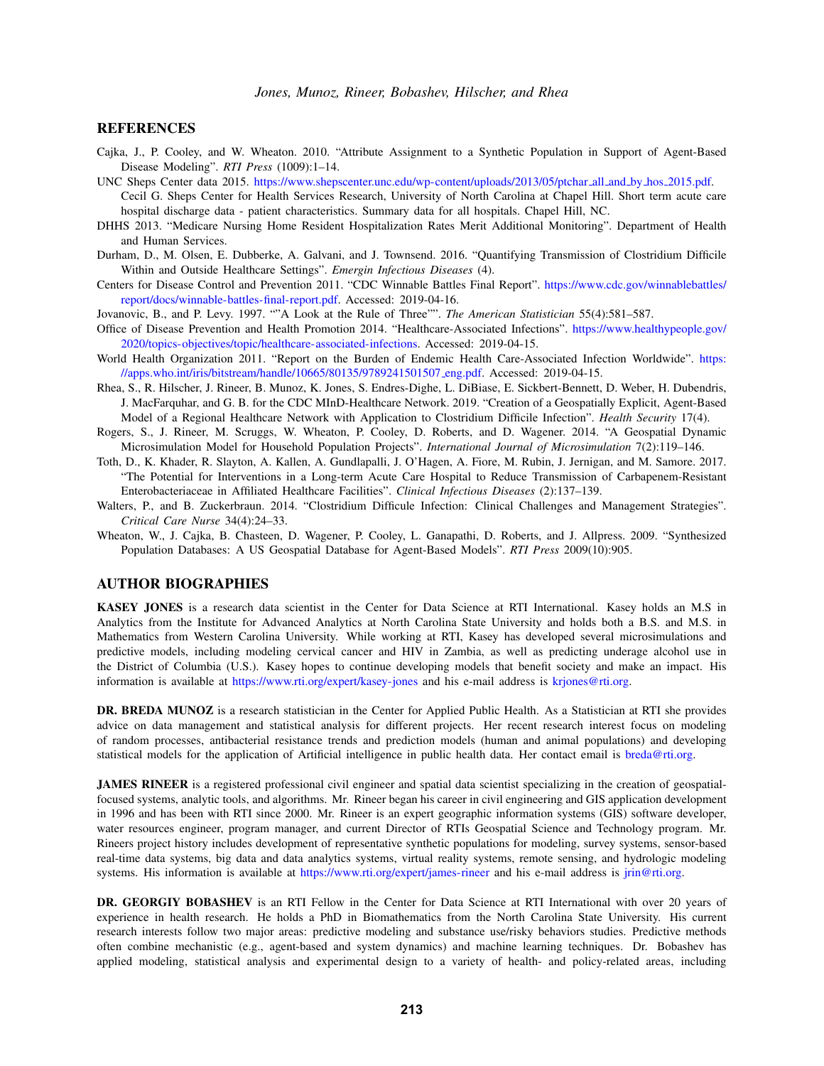## REFERENCES

Cajka, J., P. Cooley, and W. Wheaton. 2010. "Attribute Assignment to a Synthetic Population in Support of Agent-Based Disease Modeling". *RTI Press* (1009):1–14.

UNC Sheps Center data 2015. https://www.shepscenter.unc.edu/wp-content/uploads/2013/05/ptchar_all_and_by_hos_2015.pdf. Cecil G. Sheps Center for Health Services Research, University of North Carolina at Chapel Hill. Short term acute care hospital discharge data - patient characteristics. Summary data for all hospitals. Chapel Hill, NC.

DHHS 2013. "Medicare Nursing Home Resident Hospitalization Rates Merit Additional Monitoring". Department of Health and Human Services.

Durham, D., M. Olsen, E. Dubberke, A. Galvani, and J. Townsend. 2016. "Quantifying Transmission of Clostridium Difficile Within and Outside Healthcare Settings". *Emergin Infectious Diseases* (4).

Centers for Disease Control and Prevention 2011. "CDC Winnable Battles Final Report". https://www.cdc.gov/winnablebattles/report/docs/winnable-battles-final-report.pdf. Accessed: 2019-04-16.

Jovanovic, B., and P. Levy. 1997. ""A Look at the Rule of Three"". *The American Statistician* 55(4):581–587.

Office of Disease Prevention and Health Promotion 2014. "Healthcare-Associated Infections". https://www.healthypeople.gov/2020/topics-objectives/topic/healthcare-associated-infections. Accessed: 2019-04-15.

World Health Organization 2011. "Report on the Burden of Endemic Health Care-Associated Infection Worldwide". https://apps.who.int/iris/bitstream/handle/10665/80135/9789241501507_eng.pdf. Accessed: 2019-04-15.

Rhea, S., R. Hilscher, J. Rineer, B. Munoz, K. Jones, S. Endres-Dighe, L. DiBiase, E. Sickbert-Bennett, D. Weber, H. Dubendris, J. MacFarquhar, and G. B. for the CDC MInD-Healthcare Network. 2019. "Creation of a Geospatially Explicit, Agent-Based Model of a Regional Healthcare Network with Application to Clostridium Difficile Infection". *Health Security* 17(4).

Rogers, S., J. Rineer, M. Scruggs, W. Wheaton, P. Cooley, D. Roberts, and D. Wagener. 2014. "A Geospatial Dynamic Microsimulation Model for Household Population Projects". *International Journal of Microsimulation* 7(2):119–146.

Toth, D., K. Khader, R. Slayton, A. Kallen, A. Gundlapalli, J. O'Hagen, A. Fiore, M. Rubin, J. Jernigan, and M. Samore. 2017. "The Potential for Interventions in a Long-term Acute Care Hospital to Reduce Transmission of Carbapenem-Resistant Enterobacteriaceae in Affiliated Healthcare Facilities". *Clinical Infectious Diseases* (2):137–139.

Walters, P., and B. Zuckerbraun. 2014. "Clostridium Difficule Infection: Clinical Challenges and Management Strategies". *Critical Care Nurse* 34(4):24–33.

Wheaton, W., J. Cajka, B. Chasteen, D. Wagener, P. Cooley, L. Ganapathi, D. Roberts, and J. Allpress. 2009. "Synthesized Population Databases: A US Geospatial Database for Agent-Based Models". *RTI Press* 2009(10):905.

## AUTHOR BIOGRAPHIES

**KASEY JONES** is a research data scientist in the Center for Data Science at RTI International. Kasey holds an M.S in Analytics from the Institute for Advanced Analytics at North Carolina State University and holds both a B.S. and M.S. in Mathematics from Western Carolina University. While working at RTI, Kasey has developed several microsimulations and predictive models, including modeling cervical cancer and HIV in Zambia, as well as predicting underage alcohol use in the District of Columbia (U.S.). Kasey hopes to continue developing models that benefit society and make an impact. His information is available at https://www.rti.org/expert/kasey-jones and his e-mail address is krjones@rti.org.

**DR. BREDA MUNOZ** is a research statistician in the Center for Applied Public Health. As a Statistician at RTI she provides advice on data management and statistical analysis for different projects. Her recent research interest focus on modeling of random processes, antibacterial resistance trends and prediction models (human and animal populations) and developing statistical models for the application of Artificial intelligence in public health data. Her contact email is breda@rti.org.

**JAMES RINEER** is a registered professional civil engineer and spatial data scientist specializing in the creation of geospatial-focused systems, analytic tools, and algorithms. Mr. Rineer began his career in civil engineering and GIS application development in 1996 and has been with RTI since 2000. Mr. Rineer is an expert geographic information systems (GIS) software developer, water resources engineer, program manager, and current Director of RTIs Geospatial Science and Technology program. Mr. Rineers project history includes development of representative synthetic populations for modeling, survey systems, sensor-based real-time data systems, big data and data analytics systems, virtual reality systems, remote sensing, and hydrologic modeling systems. His information is available at https://www.rti.org/expert/james-rineer and his e-mail address is jrin@rti.org.

**DR. GEORGIY BOBASHEV** is an RTI Fellow in the Center for Data Science at RTI International with over 20 years of experience in health research. He holds a PhD in Biomathematics from the North Carolina State University. His current research interests follow two major areas: predictive modeling and substance use/risky behaviors studies. Predictive methods often combine mechanistic (e.g., agent-based and system dynamics) and machine learning techniques. Dr. Bobashev has applied modeling, statistical analysis and experimental design to a variety of health- and policy-related areas, including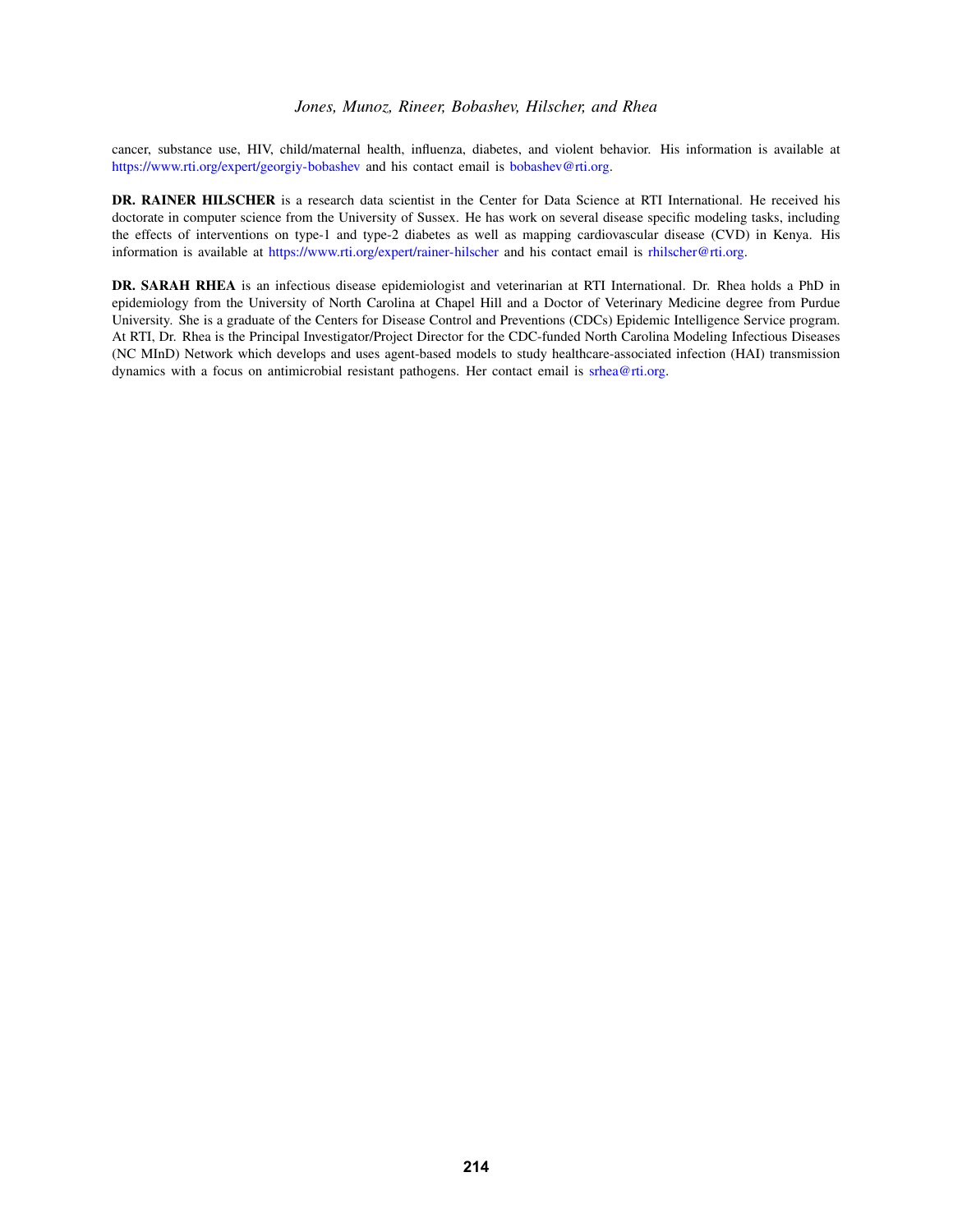cancer, substance use, HIV, child/maternal health, influenza, diabetes, and violent behavior. His information is available at https://www.rti.org/expert/georgiy-bobashev and his contact email is bobashev@rti.org.

**DR. RAINER HILSCHER** is a research data scientist in the Center for Data Science at RTI International. He received his doctorate in computer science from the University of Sussex. He has work on several disease specific modeling tasks, including the effects of interventions on type-1 and type-2 diabetes as well as mapping cardiovascular disease (CVD) in Kenya. His information is available at https://www.rti.org/expert/rainer-hilscher and his contact email is rhilscher@rti.org.

**DR. SARAH RHEA** is an infectious disease epidemiologist and veterinarian at RTI International. Dr. Rhea holds a PhD in epidemiology from the University of North Carolina at Chapel Hill and a Doctor of Veterinary Medicine degree from Purdue University. She is a graduate of the Centers for Disease Control and Preventions (CDCs) Epidemic Intelligence Service program. At RTI, Dr. Rhea is the Principal Investigator/Project Director for the CDC-funded North Carolina Modeling Infectious Diseases (NC MInD) Network which develops and uses agent-based models to study healthcare-associated infection (HAI) transmission dynamics with a focus on antimicrobial resistant pathogens. Her contact email is srhea@rti.org.